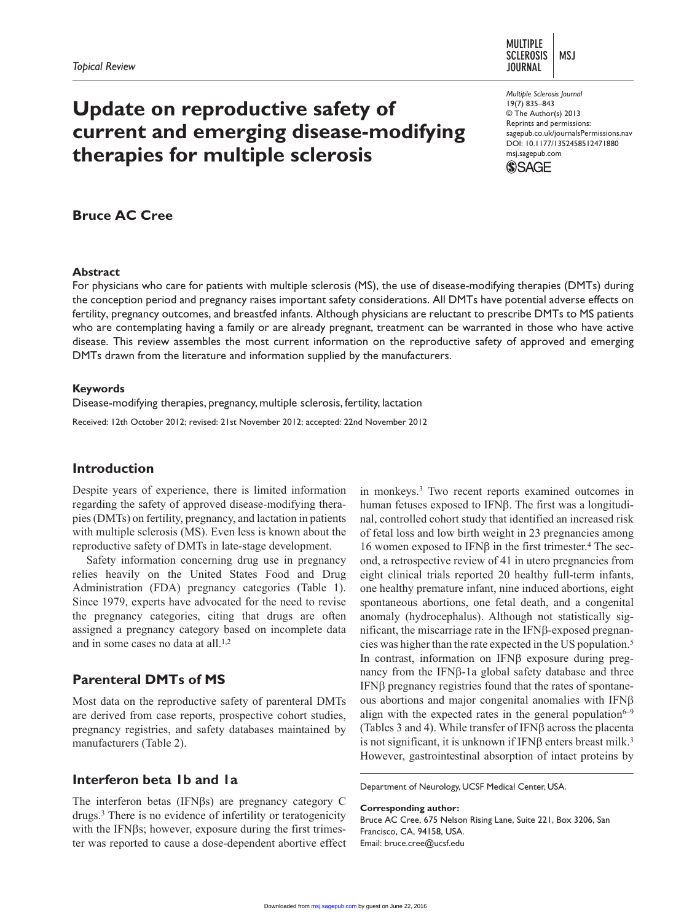*Topical Review*

# Update on reproductive safety of current and emerging disease-modifying therapies for multiple sclerosis

**Bruce AC Cree**

## Abstract

For physicians who care for patients with multiple sclerosis (MS), the use of disease-modifying therapies (DMTs) during the conception period and pregnancy raises important safety considerations. All DMTs have potential adverse effects on fertility, pregnancy outcomes, and breastfed infants. Although physicians are reluctant to prescribe DMTs to MS patients who are contemplating having a family or are already pregnant, treatment can be warranted in those who have active disease. This review assembles the most current information on the reproductive safety of approved and emerging DMTs drawn from the literature and information supplied by the manufacturers.

## Keywords

Disease-modifying therapies, pregnancy, multiple sclerosis, fertility, lactation

Received: 12th October 2012; revised: 21st November 2012; accepted: 22nd November 2012

## Introduction

Despite years of experience, there is limited information regarding the safety of approved disease-modifying therapies (DMTs) on fertility, pregnancy, and lactation in patients with multiple sclerosis (MS). Even less is known about the reproductive safety of DMTs in late-stage development.

Safety information concerning drug use in pregnancy relies heavily on the United States Food and Drug Administration (FDA) pregnancy categories (Table 1). Since 1979, experts have advocated for the need to revise the pregnancy categories, citing that drugs are often assigned a pregnancy category based on incomplete data and in some cases no data at all.[1,2]

## Parenteral DMTs of MS

Most data on the reproductive safety of parenteral DMTs are derived from case reports, prospective cohort studies, pregnancy registries, and safety databases maintained by manufacturers (Table 2).

## Interferon beta 1b and 1a

The interferon betas (IFNβs) are pregnancy category C drugs.[3] There is no evidence of infertility or teratogenicity with the IFNβs; however, exposure during the first trimester was reported to cause a dose-dependent abortive effect in monkeys.[3] Two recent reports examined outcomes in human fetuses exposed to IFNβ. The first was a longitudinal, controlled cohort study that identified an increased risk of fetal loss and low birth weight in 23 pregnancies among 16 women exposed to IFNβ in the first trimester.[4] The second, a retrospective review of 41 in utero pregnancies from eight clinical trials reported 20 healthy full-term infants, one healthy premature infant, nine induced abortions, eight spontaneous abortions, one fetal death, and a congenital anomaly (hydrocephalus). Although not statistically significant, the miscarriage rate in the IFNβ-exposed pregnancies was higher than the rate expected in the US population.[5] In contrast, information on IFNβ exposure during pregnancy from the IFNβ-1a global safety database and three IFNβ pregnancy registries found that the rates of spontaneous abortions and major congenital anomalies with IFNβ align with the expected rates in the general population[6–9] (Tables 3 and 4). While transfer of IFNβ across the placenta is not significant, it is unknown if IFNβ enters breast milk.[3] However, gastrointestinal absorption of intact proteins by

Department of Neurology, UCSF Medical Center, USA.

**Corresponding author:**
Bruce AC Cree, 675 Nelson Rising Lane, Suite 221, Box 3206, San Francisco, CA, 94158, USA.
Email: bruce.cree@ucsf.edu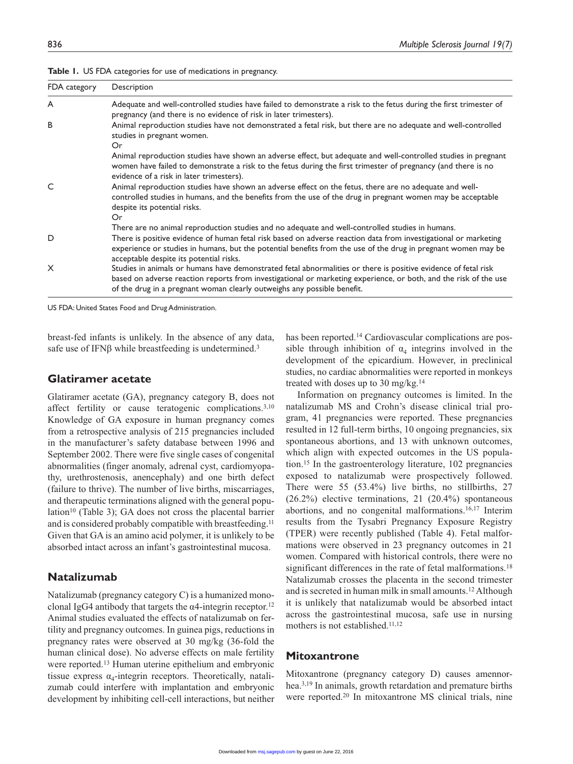**Table 1.** US FDA categories for use of medications in pregnancy.

| FDA category | Description |
| --- | --- |
| A | Adequate and well-controlled studies have failed to demonstrate a risk to the fetus during the first trimester of pregnancy (and there is no evidence of risk in later trimesters). |
| B | Animal reproduction studies have not demonstrated a fetal risk, but there are no adequate and well-controlled studies in pregnant women. Or Animal reproduction studies have shown an adverse effect, but adequate and well-controlled studies in pregnant women have failed to demonstrate a risk to the fetus during the first trimester of pregnancy (and there is no evidence of a risk in later trimesters). |
| C | Animal reproduction studies have shown an adverse effect on the fetus, there are no adequate and well-controlled studies in humans, and the benefits from the use of the drug in pregnant women may be acceptable despite its potential risks. Or There are no animal reproduction studies and no adequate and well-controlled studies in humans. |
| D | There is positive evidence of human fetal risk based on adverse reaction data from investigational or marketing experience or studies in humans, but the potential benefits from the use of the drug in pregnant women may be acceptable despite its potential risks. |
| X | Studies in animals or humans have demonstrated fetal abnormalities or there is positive evidence of fetal risk based on adverse reaction reports from investigational or marketing experience, or both, and the risk of the use of the drug in a pregnant woman clearly outweighs any possible benefit. |

US FDA: United States Food and Drug Administration.

breast-fed infants is unlikely. In the absence of any data, safe use of IFNβ while breastfeeding is undetermined.[3]

## Glatiramer acetate

Glatiramer acetate (GA), pregnancy category B, does not affect fertility or cause teratogenic complications.[3,10] Knowledge of GA exposure in human pregnancy comes from a retrospective analysis of 215 pregnancies included in the manufacturer's safety database between 1996 and September 2002. There were five single cases of congenital abnormalities (finger anomaly, adrenal cyst, cardiomyopathy, urethrostenosis, anencephaly) and one birth defect (failure to thrive). The number of live births, miscarriages, and therapeutic terminations aligned with the general population[10] (Table 3); GA does not cross the placental barrier and is considered probably compatible with breastfeeding.[11] Given that GA is an amino acid polymer, it is unlikely to be absorbed intact across an infant's gastrointestinal mucosa.

## Natalizumab

Natalizumab (pregnancy category C) is a humanized monoclonal IgG4 antibody that targets the α4-integrin receptor.[12] Animal studies evaluated the effects of natalizumab on fertility and pregnancy outcomes. In guinea pigs, reductions in pregnancy rates were observed at 30 mg/kg (36-fold the human clinical dose). No adverse effects on male fertility were reported.[13] Human uterine epithelium and embryonic tissue express $\alpha_4$-integrin receptors. Theoretically, natalizumab could interfere with implantation and embryonic development by inhibiting cell-cell interactions, but neither has been reported.[14] Cardiovascular complications are possible through inhibition of $\alpha_4$ integrins involved in the development of the epicardium. However, in preclinical studies, no cardiac abnormalities were reported in monkeys treated with doses up to 30 mg/kg.[14]

Information on pregnancy outcomes is limited. In the natalizumab MS and Crohn's disease clinical trial program, 41 pregnancies were reported. These pregnancies resulted in 12 full-term births, 10 ongoing pregnancies, six spontaneous abortions, and 13 with unknown outcomes, which align with expected outcomes in the US population.[15] In the gastroenterology literature, 102 pregnancies exposed to natalizumab were prospectively followed. There were 55 (53.4%) live births, no stillbirths, 27 (26.2%) elective terminations, 21 (20.4%) spontaneous abortions, and no congenital malformations.[16,17] Interim results from the Tysabri Pregnancy Exposure Registry (TPER) were recently published (Table 4). Fetal malformations were observed in 23 pregnancy outcomes in 21 women. Compared with historical controls, there were no significant differences in the rate of fetal malformations.[18] Natalizumab crosses the placenta in the second trimester and is secreted in human milk in small amounts.[12] Although it is unlikely that natalizumab would be absorbed intact across the gastrointestinal mucosa, safe use in nursing mothers is not established.[11,12]

## Mitoxantrone

Mitoxantrone (pregnancy category D) causes amenorrhea.[3,19] In animals, growth retardation and premature births were reported.[20] In mitoxantrone MS clinical trials, nine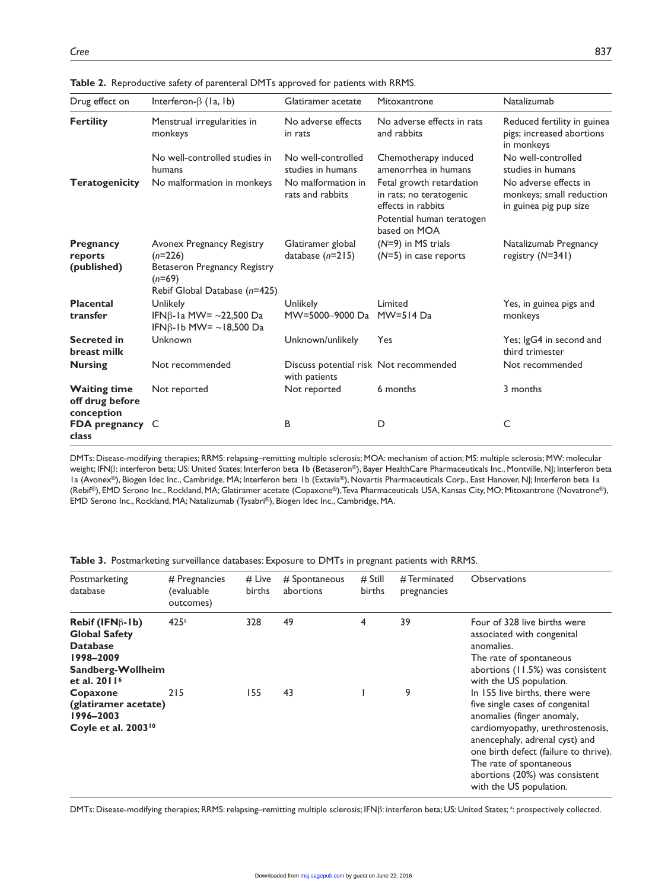**Table 2.** Reproductive safety of parenteral DMTs approved for patients with RRMS.

| Drug effect on | Interferon-β (1a, 1b) | Glatiramer acetate | Mitoxantrone | Natalizumab |
|---|---|---|---|---|
| **Fertility** | Menstrual irregularities in monkeys | No adverse effects in rats | No adverse effects in rats and rabbits | Reduced fertility in guinea pigs; increased abortions in monkeys |
| | No well-controlled studies in humans | No well-controlled studies in humans | Chemotherapy induced amenorrhea in humans | No well-controlled studies in humans |
| **Teratogenicity** | No malformation in monkeys | No malformation in rats and rabbits | Fetal growth retardation in rats; no teratogenic effects in rabbits<br>Potential human teratogen based on MOA | No adverse effects in monkeys; small reduction in guinea pig pup size |
| **Pregnancy reports (published)** | Avonex Pregnancy Registry (n=226)<br>Betaseron Pregnancy Registry (n=69)<br>Rebif Global Database (n=425) | Glatiramer global database (n=215) | (N=9) in MS trials<br>(N=5) in case reports | Natalizumab Pregnancy registry (N=341) |
| **Placental transfer** | Unlikely<br>IFNβ-1a MW= ~22,500 Da<br>IFNβ-1b MW= ~18,500 Da | Unlikely<br>MW=5000–9000 Da | Limited<br>MW=514 Da | Yes, in guinea pigs and monkeys |
| **Secreted in breast milk** | Unknown | Unknown/unlikely | Yes | Yes; IgG4 in second and third trimester |
| **Nursing** | Not recommended | Discuss potential risk with patients | Not recommended | Not recommended |
| **Waiting time off drug before conception** | Not reported | Not reported | 6 months | 3 months |
| **FDA pregnancy class** | C | B | D | C |

DMTs: Disease-modifying therapies; RRMS: relapsing–remitting multiple sclerosis; MOA: mechanism of action; MS: multiple sclerosis; MW: molecular weight; IFNβ: interferon beta; US: United States; Interferon beta 1b (Betaseron®), Bayer HealthCare Pharmaceuticals Inc., Montville, NJ; Interferon beta 1a (Avonex®), Biogen Idec Inc., Cambridge, MA; Interferon beta 1b (Extavia®), Novartis Pharmaceuticals Corp., East Hanover, NJ; Interferon beta 1a (Rebif®), EMD Serono Inc., Rockland, MA; Glatiramer acetate (Copaxone®), Teva Pharmaceuticals USA, Kansas City, MO; Mitoxantrone (Novatrone®), EMD Serono Inc., Rockland, MA; Natalizumab (Tysabri®), Biogen Idec Inc., Cambridge, MA.

**Table 3.** Postmarketing surveillance databases: Exposure to DMTs in pregnant patients with RRMS.

| Postmarketing database | # Pregnancies (evaluable outcomes) | # Live births | # Spontaneous abortions | # Still births | # Terminated pregnancies | Observations |
|---|---|---|---|---|---|---|
| **Rebif (IFNβ-1b) Global Safety Database 1998–2009 Sandberg-Wollheim et al. 2011[6]** | 425[a] | 328 | 49 | 4 | 39 | Four of 328 live births were associated with congenital anomalies. The rate of spontaneous abortions (11.5%) was consistent with the US population. |
| **Copaxone (glatiramer acetate) 1996–2003 Coyle et al. 2003[10]** | 215 | 155 | 43 | 1 | 9 | In 155 live births, there were five single cases of congenital anomalies (finger anomaly, cardiomyopathy, urethrostenosis, anencephaly, adrenal cyst) and one birth defect (failure to thrive). The rate of spontaneous abortions (20%) was consistent with the US population. |

DMTs: Disease-modifying therapies; RRMS: relapsing–remitting multiple sclerosis; IFNβ: interferon beta; US: United States; [a]: prospectively collected.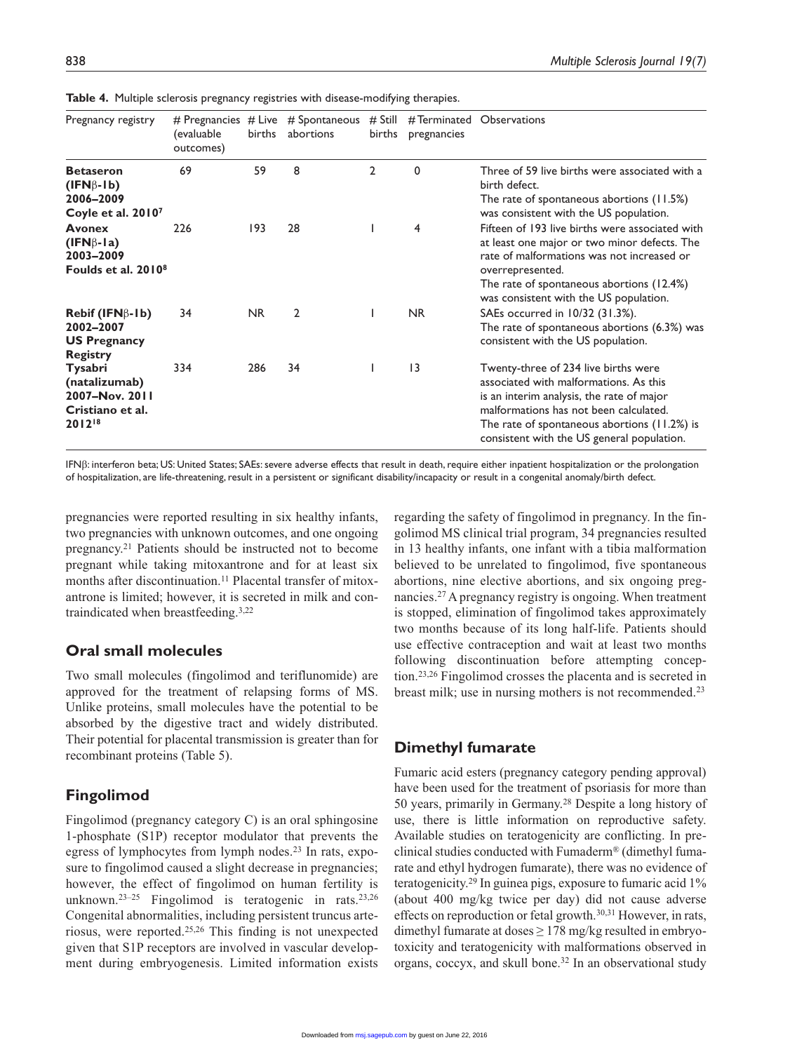**Table 4.** Multiple sclerosis pregnancy registries with disease-modifying therapies.

| Pregnancy registry | # Pregnancies (evaluable outcomes) | # Live births | # Spontaneous abortions | # Still births | # Terminated pregnancies | Observations |
|---|---|---|---|---|---|---|
| **Betaseron (IFNβ-1b) 2006–2009 Coyle et al. 2010[7]** | 69 | 59 | 8 | 2 | 0 | Three of 59 live births were associated with a birth defect. The rate of spontaneous abortions (11.5%) was consistent with the US population. |
| **Avonex (IFNβ-1a) 2003–2009 Foulds et al. 2010[8]** | 226 | 193 | 28 | 1 | 4 | Fifteen of 193 live births were associated with at least one major or two minor defects. The rate of malformations was not increased or overrepresented. The rate of spontaneous abortions (12.4%) was consistent with the US population. |
| **Rebif (IFNβ-1b) 2002–2007 US Pregnancy Registry** | 34 | NR | 2 | 1 | NR | SAEs occurred in 10/32 (31.3%). The rate of spontaneous abortions (6.3%) was consistent with the US population. |
| **Tysabri (natalizumab) 2007–Nov. 2011 Cristiano et al. 2012[18]** | 334 | 286 | 34 | 1 | 13 | Twenty-three of 234 live births were associated with malformations. As this is an interim analysis, the rate of major malformations has not been calculated. The rate of spontaneous abortions (11.2%) is consistent with the US general population. |

IFNβ: interferon beta; US: United States; SAEs: severe adverse effects that result in death, require either inpatient hospitalization or the prolongation of hospitalization, are life-threatening, result in a persistent or significant disability/incapacity or result in a congenital anomaly/birth defect.

pregnancies were reported resulting in six healthy infants, two pregnancies with unknown outcomes, and one ongoing pregnancy.[21] Patients should be instructed not to become pregnant while taking mitoxantrone and for at least six months after discontinuation.[11] Placental transfer of mitoxantrone is limited; however, it is secreted in milk and contraindicated when breastfeeding.[3,22]

## Oral small molecules

Two small molecules (fingolimod and teriflunomide) are approved for the treatment of relapsing forms of MS. Unlike proteins, small molecules have the potential to be absorbed by the digestive tract and widely distributed. Their potential for placental transmission is greater than for recombinant proteins (Table 5).

## Fingolimod

Fingolimod (pregnancy category C) is an oral sphingosine 1-phosphate (S1P) receptor modulator that prevents the egress of lymphocytes from lymph nodes.[23] In rats, exposure to fingolimod caused a slight decrease in pregnancies; however, the effect of fingolimod on human fertility is unknown.[23–25] Fingolimod is teratogenic in rats.[23,26] Congenital abnormalities, including persistent truncus arteriosus, were reported.[25,26] This finding is not unexpected given that S1P receptors are involved in vascular development during embryogenesis. Limited information exists regarding the safety of fingolimod in pregnancy. In the fingolimod MS clinical trial program, 34 pregnancies resulted in 13 healthy infants, one infant with a tibia malformation believed to be unrelated to fingolimod, five spontaneous abortions, nine elective abortions, and six ongoing pregnancies.[27] A pregnancy registry is ongoing. When treatment is stopped, elimination of fingolimod takes approximately two months because of its long half-life. Patients should use effective contraception and wait at least two months following discontinuation before attempting conception.[23,26] Fingolimod crosses the placenta and is secreted in breast milk; use in nursing mothers is not recommended.[23]

## Dimethyl fumarate

Fumaric acid esters (pregnancy category pending approval) have been used for the treatment of psoriasis for more than 50 years, primarily in Germany.[28] Despite a long history of use, there is little information on reproductive safety. Available studies on teratogenicity are conflicting. In preclinical studies conducted with Fumaderm® (dimethyl fumarate and ethyl hydrogen fumarate), there was no evidence of teratogenicity.[29] In guinea pigs, exposure to fumaric acid 1% (about 400 mg/kg twice per day) did not cause adverse effects on reproduction or fetal growth.[30,31] However, in rats, dimethyl fumarate at doses ≥ 178 mg/kg resulted in embryotoxicity and teratogenicity with malformations observed in organs, coccyx, and skull bone.[32] In an observational study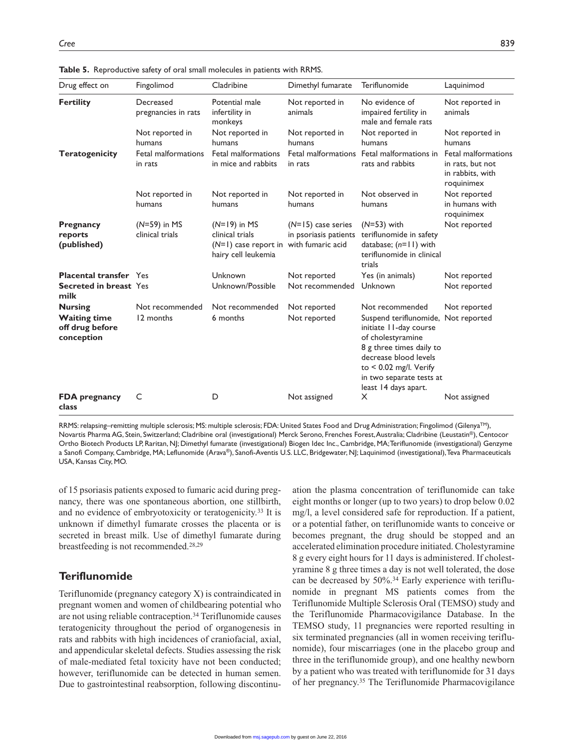**Table 5.** Reproductive safety of oral small molecules in patients with RRMS.

| Drug effect on | Fingolimod | Cladribine | Dimethyl fumarate | Teriflunomide | Laquinimod |
|---|---|---|---|---|---|
| **Fertility** | Decreased pregnancies in rats | Potential male infertility in monkeys | Not reported in animals | No evidence of impaired fertility in male and female rats | Not reported in animals |
| | Not reported in humans | Not reported in humans | Not reported in humans | Not reported in humans | Not reported in humans |
| **Teratogenicity** | Fetal malformations in rats | Fetal malformations in mice and rabbits | Fetal malformations in rats | Fetal malformations in rats and rabbits | Fetal malformations in rats, but not in rabbits, with roquinimex |
| | Not reported in humans | Not reported in humans | Not reported in humans | Not observed in humans | Not reported in humans with roquinimex |
| **Pregnancy reports (published)** | (*N*=59) in MS clinical trials | (*N*=19) in MS clinical trials (*N*=1) case report in hairy cell leukemia | (*N*=15) case series in psoriasis patients with fumaric acid | (*N*=53) with teriflunomide in safety database; (*n*=11) with teriflunomide in clinical trials | Not reported |
| **Placental transfer** | Yes | Unknown | Not reported | Yes (in animals) | Not reported |
| **Secreted in breast milk** | Yes | Unknown/Possible | Not recommended | Unknown | Not reported |
| **Nursing** | Not recommended | Not recommended | Not reported | Not recommended | Not reported |
| **Waiting time off drug before conception** | 12 months | 6 months | Not reported | Suspend teriflunomide, initiate 11-day course of cholestyramine 8 g three times daily to decrease blood levels to < 0.02 mg/l. Verify in two separate tests at least 14 days apart. | Not reported |
| **FDA pregnancy class** | C | D | Not assigned | X | Not assigned |

RRMS: relapsing–remitting multiple sclerosis; MS: multiple sclerosis; FDA: United States Food and Drug Administration; Fingolimod (Gilenya™), Novartis Pharma AG, Stein, Switzerland; Cladribine oral (investigational) Merck Serono, Frenches Forest, Australia; Cladribine (Leustatin®), Centocor Ortho Biotech Products LP, Raritan, NJ; Dimethyl fumarate (investigational) Biogen Idec Inc., Cambridge, MA; Teriflunomide (investigational) Genzyme a Sanofi Company, Cambridge, MA; Leflunomide (Arava®), Sanofi-Aventis U.S. LLC, Bridgewater, NJ; Laquinimod (investigational), Teva Pharmaceuticals USA, Kansas City, MO.

of 15 psoriasis patients exposed to fumaric acid during pregnancy, there was one spontaneous abortion, one stillbirth, and no evidence of embryotoxicity or teratogenicity.[33] It is unknown if dimethyl fumarate crosses the placenta or is secreted in breast milk. Use of dimethyl fumarate during breastfeeding is not recommended.[28,29]

## Teriflunomide

Teriflunomide (pregnancy category X) is contraindicated in pregnant women and women of childbearing potential who are not using reliable contraception.[34] Teriflunomide causes teratogenicity throughout the period of organogenesis in rats and rabbits with high incidences of craniofacial, axial, and appendicular skeletal defects. Studies assessing the risk of male-mediated fetal toxicity have not been conducted; however, teriflunomide can be detected in human semen. Due to gastrointestinal reabsorption, following discontinuation the plasma concentration of teriflunomide can take eight months or longer (up to two years) to drop below 0.02 mg/l, a level considered safe for reproduction. If a patient, or a potential father, on teriflunomide wants to conceive or becomes pregnant, the drug should be stopped and an accelerated elimination procedure initiated. Cholestyramine 8 g every eight hours for 11 days is administered. If cholestyramine 8 g three times a day is not well tolerated, the dose can be decreased by 50%.[34] Early experience with teriflunomide in pregnant MS patients comes from the Teriflunomide Multiple Sclerosis Oral (TEMSO) study and the Teriflunomide Pharmacovigilance Database. In the TEMSO study, 11 pregnancies were reported resulting in six terminated pregnancies (all in women receiving teriflunomide), four miscarriages (one in the placebo group and three in the teriflunomide group), and one healthy newborn by a patient who was treated with teriflunomide for 31 days of her pregnancy.[35] The Teriflunomide Pharmacovigilance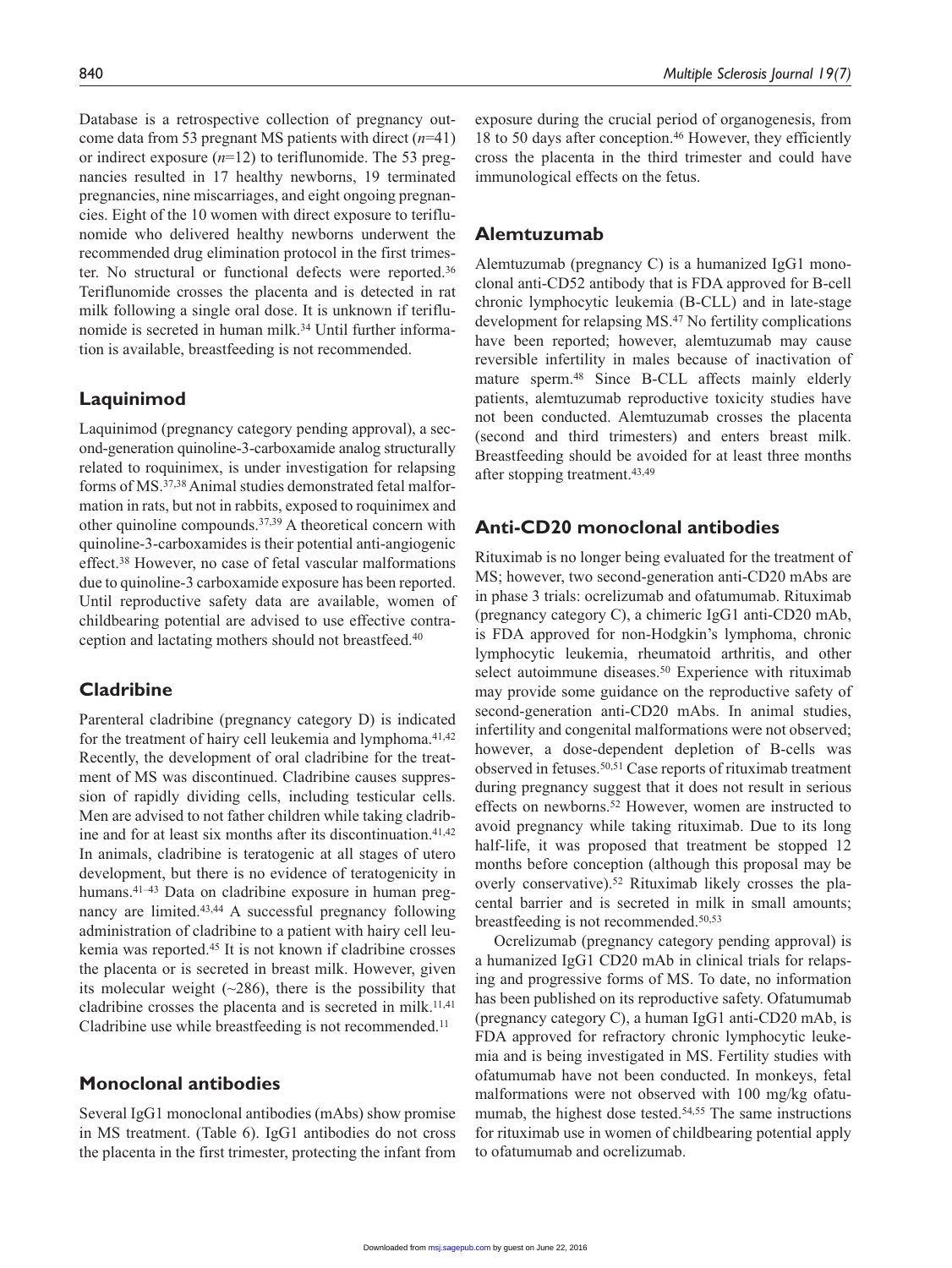Database is a retrospective collection of pregnancy outcome data from 53 pregnant MS patients with direct (*n*=41) or indirect exposure (*n*=12) to teriflunomide. The 53 pregnancies resulted in 17 healthy newborns, 19 terminated pregnancies, nine miscarriages, and eight ongoing pregnancies. Eight of the 10 women with direct exposure to teriflunomide who delivered healthy newborns underwent the recommended drug elimination protocol in the first trimester. No structural or functional defects were reported.[36] Teriflunomide crosses the placenta and is detected in rat milk following a single oral dose. It is unknown if teriflunomide is secreted in human milk.[34] Until further information is available, breastfeeding is not recommended.

## Laquinimod

Laquinimod (pregnancy category pending approval), a second-generation quinoline-3-carboxamide analog structurally related to roquinimex, is under investigation for relapsing forms of MS.[37,38] Animal studies demonstrated fetal malformation in rats, but not in rabbits, exposed to roquinimex and other quinoline compounds.[37,39] A theoretical concern with quinoline-3-carboxamides is their potential anti-angiogenic effect.[38] However, no case of fetal vascular malformations due to quinoline-3 carboxamide exposure has been reported. Until reproductive safety data are available, women of childbearing potential are advised to use effective contraception and lactating mothers should not breastfeed.[40]

## Cladribine

Parenteral cladribine (pregnancy category D) is indicated for the treatment of hairy cell leukemia and lymphoma.[41,42] Recently, the development of oral cladribine for the treatment of MS was discontinued. Cladribine causes suppression of rapidly dividing cells, including testicular cells. Men are advised to not father children while taking cladribine and for at least six months after its discontinuation.[41,42] In animals, cladribine is teratogenic at all stages of utero development, but there is no evidence of teratogenicity in humans.[41–43] Data on cladribine exposure in human pregnancy are limited.[43,44] A successful pregnancy following administration of cladribine to a patient with hairy cell leukemia was reported.[45] It is not known if cladribine crosses the placenta or is secreted in breast milk. However, given its molecular weight (~286), there is the possibility that cladribine crosses the placenta and is secreted in milk.[11,41] Cladribine use while breastfeeding is not recommended.[11]

## Monoclonal antibodies

Several IgG1 monoclonal antibodies (mAbs) show promise in MS treatment. (Table 6). IgG1 antibodies do not cross the placenta in the first trimester, protecting the infant from exposure during the crucial period of organogenesis, from 18 to 50 days after conception.[46] However, they efficiently cross the placenta in the third trimester and could have immunological effects on the fetus.

## Alemtuzumab

Alemtuzumab (pregnancy C) is a humanized IgG1 monoclonal anti-CD52 antibody that is FDA approved for B-cell chronic lymphocytic leukemia (B-CLL) and in late-stage development for relapsing MS.[47] No fertility complications have been reported; however, alemtuzumab may cause reversible infertility in males because of inactivation of mature sperm.[48] Since B-CLL affects mainly elderly patients, alemtuzumab reproductive toxicity studies have not been conducted. Alemtuzumab crosses the placenta (second and third trimesters) and enters breast milk. Breastfeeding should be avoided for at least three months after stopping treatment.[43,49]

## Anti-CD20 monoclonal antibodies

Rituximab is no longer being evaluated for the treatment of MS; however, two second-generation anti-CD20 mAbs are in phase 3 trials: ocrelizumab and ofatumumab. Rituximab (pregnancy category C), a chimeric IgG1 anti-CD20 mAb, is FDA approved for non-Hodgkin's lymphoma, chronic lymphocytic leukemia, rheumatoid arthritis, and other select autoimmune diseases.[50] Experience with rituximab may provide some guidance on the reproductive safety of second-generation anti-CD20 mAbs. In animal studies, infertility and congenital malformations were not observed; however, a dose-dependent depletion of B-cells was observed in fetuses.[50,51] Case reports of rituximab treatment during pregnancy suggest that it does not result in serious effects on newborns.[52] However, women are instructed to avoid pregnancy while taking rituximab. Due to its long half-life, it was proposed that treatment be stopped 12 months before conception (although this proposal may be overly conservative).[52] Rituximab likely crosses the placental barrier and is secreted in milk in small amounts; breastfeeding is not recommended.[50,53]

Ocrelizumab (pregnancy category pending approval) is a humanized IgG1 CD20 mAb in clinical trials for relapsing and progressive forms of MS. To date, no information has been published on its reproductive safety. Ofatumumab (pregnancy category C), a human IgG1 anti-CD20 mAb, is FDA approved for refractory chronic lymphocytic leukemia and is being investigated in MS. Fertility studies with ofatumumab have not been conducted. In monkeys, fetal malformations were not observed with 100 mg/kg ofatumumab, the highest dose tested.[54,55] The same instructions for rituximab use in women of childbearing potential apply to ofatumumab and ocrelizumab.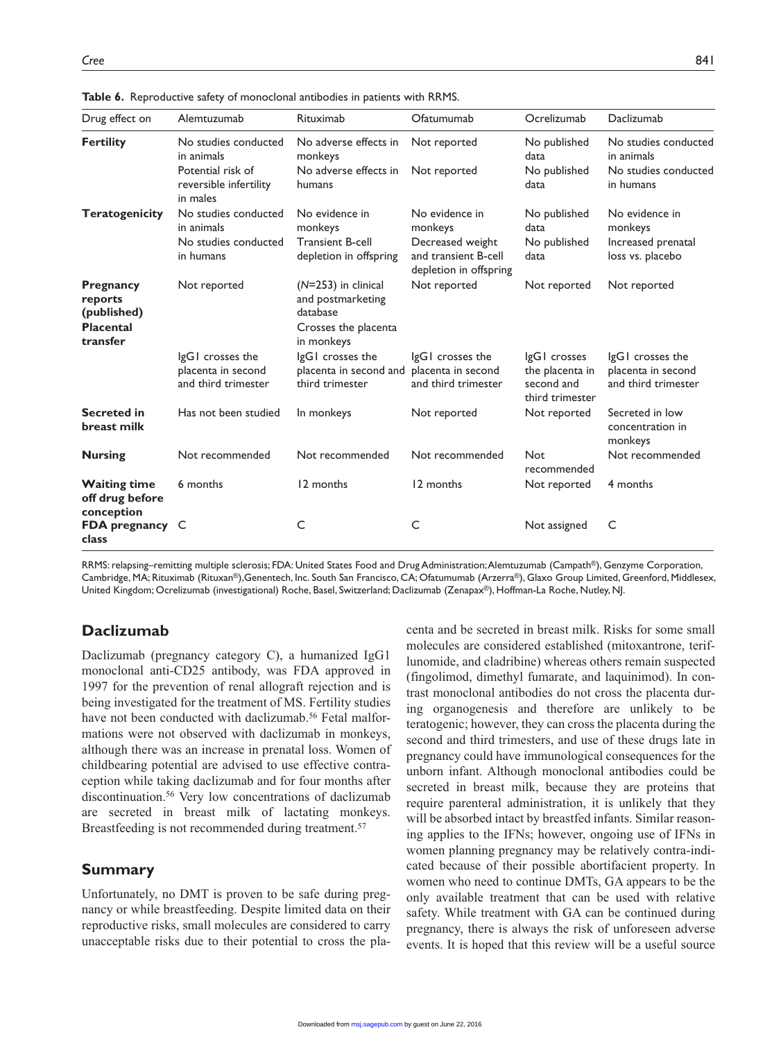**Table 6.** Reproductive safety of monoclonal antibodies in patients with RRMS.

| Drug effect on | Alemtuzumab | Rituximab | Ofatumumab | Ocrelizumab | Daclizumab |
|---|---|---|---|---|---|
| **Fertility** | No studies conducted in animals | No adverse effects in monkeys | Not reported | No published data | No studies conducted in animals |
| | Potential risk of reversible infertility in males | No adverse effects in humans | Not reported | No published data | No studies conducted in humans |
| **Teratogenicity** | No studies conducted in animals | No evidence in monkeys | No evidence in monkeys | No published data | No evidence in monkeys |
| | No studies conducted in humans | Transient B-cell depletion in offspring | Decreased weight and transient B-cell depletion in offspring | No published data | Increased prenatal loss vs. placebo |
| **Pregnancy reports (published)** | Not reported | (*N*=253) in clinical and postmarketing database | Not reported | Not reported | Not reported |
| **Placental transfer** | | Crosses the placenta in monkeys | | | |
| | IgG1 crosses the placenta in second and third trimester | IgG1 crosses the placenta in second and third trimester | IgG1 crosses the placenta in second and third trimester | IgG1 crosses the placenta in second and third trimester | IgG1 crosses the placenta in second and third trimester |
| **Secreted in breast milk** | Has not been studied | In monkeys | Not reported | Not reported | Secreted in low concentration in monkeys |
| **Nursing** | Not recommended | Not recommended | Not recommended | Not recommended | Not recommended |
| **Waiting time off drug before conception** | 6 months | 12 months | 12 months | Not reported | 4 months |
| **FDA pregnancy class** | C | C | C | Not assigned | C |

RRMS: relapsing–remitting multiple sclerosis; FDA: United States Food and Drug Administration; Alemtuzumab (Campath®), Genzyme Corporation, Cambridge, MA; Rituximab (Rituxan®), Genentech, Inc. South San Francisco, CA; Ofatumumab (Arzerra®), Glaxo Group Limited, Greenford, Middlesex, United Kingdom; Ocrelizumab (investigational) Roche, Basel, Switzerland; Daclizumab (Zenapax®), Hoffman-La Roche, Nutley, NJ.

## Daclizumab

Daclizumab (pregnancy category C), a humanized IgG1 monoclonal anti-CD25 antibody, was FDA approved in 1997 for the prevention of renal allograft rejection and is being investigated for the treatment of MS. Fertility studies have not been conducted with daclizumab.[56] Fetal malformations were not observed with daclizumab in monkeys, although there was an increase in prenatal loss. Women of childbearing potential are advised to use effective contraception while taking daclizumab and for four months after discontinuation.[56] Very low concentrations of daclizumab are secreted in breast milk of lactating monkeys. Breastfeeding is not recommended during treatment.[57]

## Summary

Unfortunately, no DMT is proven to be safe during pregnancy or while breastfeeding. Despite limited data on their reproductive risks, small molecules are considered to carry unacceptable risks due to their potential to cross the placenta and be secreted in breast milk. Risks for some small molecules are considered established (mitoxantrone, teriflunomide, and cladribine) whereas others remain suspected (fingolimod, dimethyl fumarate, and laquinimod). In contrast monoclonal antibodies do not cross the placenta during organogenesis and therefore are unlikely to be teratogenic; however, they can cross the placenta during the second and third trimesters, and use of these drugs late in pregnancy could have immunological consequences for the unborn infant. Although monoclonal antibodies could be secreted in breast milk, because they are proteins that require parenteral administration, it is unlikely that they will be absorbed intact by breastfed infants. Similar reasoning applies to the IFNs; however, ongoing use of IFNs in women planning pregnancy may be relatively contra-indicated because of their possible abortifacient property. In women who need to continue DMTs, GA appears to be the only available treatment that can be used with relative safety. While treatment with GA can be continued during pregnancy, there is always the risk of unforeseen adverse events. It is hoped that this review will be a useful source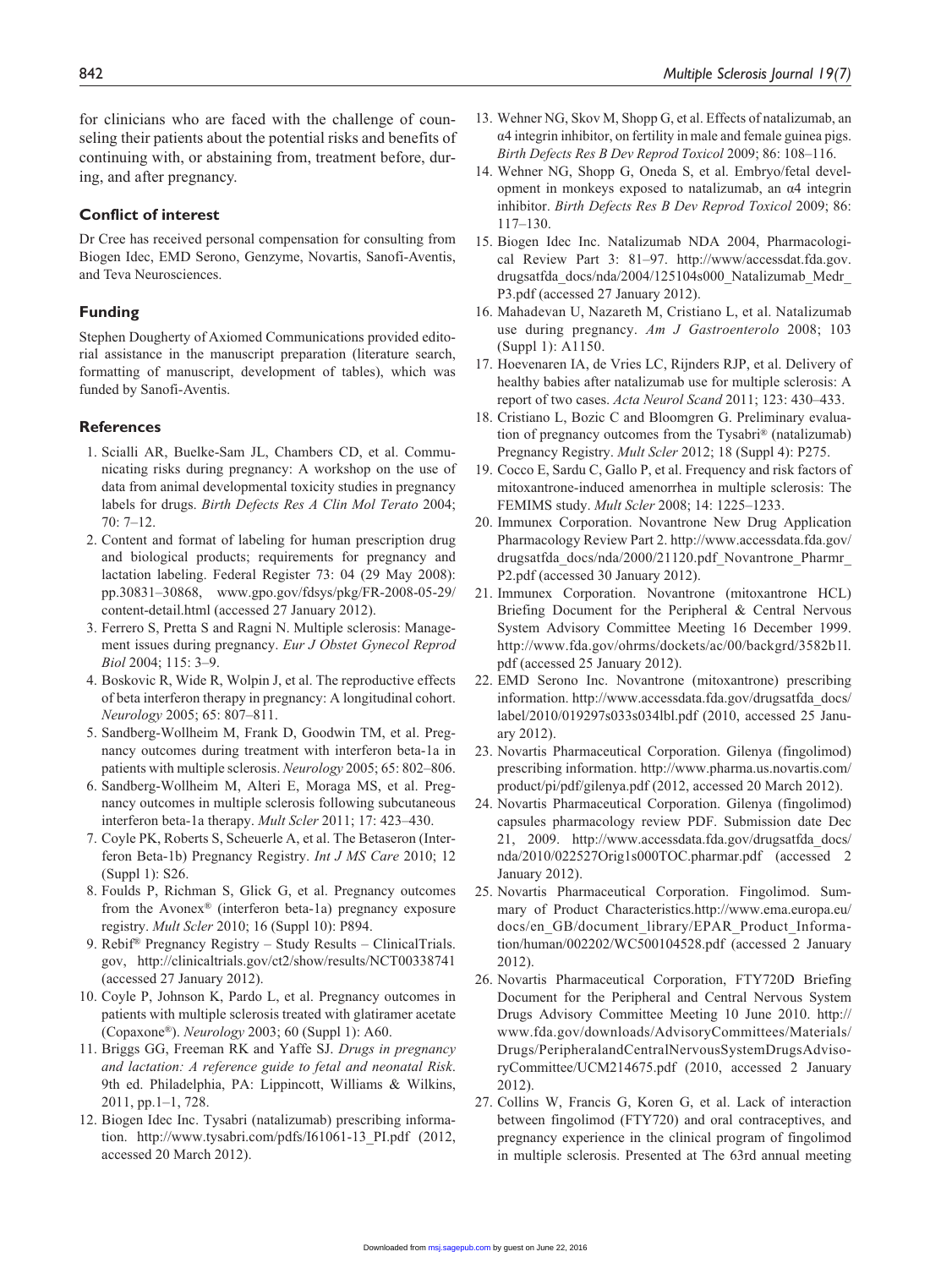for clinicians who are faced with the challenge of counseling their patients about the potential risks and benefits of continuing with, or abstaining from, treatment before, during, and after pregnancy.

## Conflict of interest

Dr Cree has received personal compensation for consulting from Biogen Idec, EMD Serono, Genzyme, Novartis, Sanofi-Aventis, and Teva Neurosciences.

## Funding

Stephen Dougherty of Axiomed Communications provided editorial assistance in the manuscript preparation (literature search, formatting of manuscript, development of tables), which was funded by Sanofi-Aventis.

## References

1. Scialli AR, Buelke-Sam JL, Chambers CD, et al. Communicating risks during pregnancy: A workshop on the use of data from animal developmental toxicity studies in pregnancy labels for drugs. *Birth Defects Res A Clin Mol Terato* 2004; 70: 7–12.
2. Content and format of labeling for human prescription drug and biological products; requirements for pregnancy and lactation labeling. Federal Register 73: 04 (29 May 2008): pp.30831–30868, www.gpo.gov/fdsys/pkg/FR-2008-05-29/content-detail.html (accessed 27 January 2012).
3. Ferrero S, Pretta S and Ragni N. Multiple sclerosis: Management issues during pregnancy. *Eur J Obstet Gynecol Reprod Biol* 2004; 115: 3–9.
4. Boskovic R, Wide R, Wolpin J, et al. The reproductive effects of beta interferon therapy in pregnancy: A longitudinal cohort. *Neurology* 2005; 65: 807–811.
5. Sandberg-Wollheim M, Frank D, Goodwin TM, et al. Pregnancy outcomes during treatment with interferon beta-1a in patients with multiple sclerosis. *Neurology* 2005; 65: 802–806.
6. Sandberg-Wollheim M, Alteri E, Moraga MS, et al. Pregnancy outcomes in multiple sclerosis following subcutaneous interferon beta-1a therapy. *Mult Scler* 2011; 17: 423–430.
7. Coyle PK, Roberts S, Scheuerle A, et al. The Betaseron (Interferon Beta-1b) Pregnancy Registry. *Int J MS Care* 2010; 12 (Suppl 1): S26.
8. Foulds P, Richman S, Glick G, et al. Pregnancy outcomes from the Avonex® (interferon beta-1a) pregnancy exposure registry. *Mult Scler* 2010; 16 (Suppl 10): P894.
9. Rebif® Pregnancy Registry – Study Results – ClinicalTrials.gov, http://clinicaltrials.gov/ct2/show/results/NCT00338741 (accessed 27 January 2012).
10. Coyle P, Johnson K, Pardo L, et al. Pregnancy outcomes in patients with multiple sclerosis treated with glatiramer acetate (Copaxone®). *Neurology* 2003; 60 (Suppl 1): A60.
11. Briggs GG, Freeman RK and Yaffe SJ. *Drugs in pregnancy and lactation: A reference guide to fetal and neonatal Risk*. 9th ed. Philadelphia, PA: Lippincott, Williams & Wilkins, 2011, pp.1–1, 728.
12. Biogen Idec Inc. Tysabri (natalizumab) prescribing information. http://www.tysabri.com/pdfs/I61061-13_PI.pdf (2012, accessed 20 March 2012).
13. Wehner NG, Skov M, Shopp G, et al. Effects of natalizumab, an α4 integrin inhibitor, on fertility in male and female guinea pigs. *Birth Defects Res B Dev Reprod Toxicol* 2009; 86: 108–116.
14. Wehner NG, Shopp G, Oneda S, et al. Embryo/fetal development in monkeys exposed to natalizumab, an α4 integrin inhibitor. *Birth Defects Res B Dev Reprod Toxicol* 2009; 86: 117–130.
15. Biogen Idec Inc. Natalizumab NDA 2004, Pharmacological Review Part 3: 81–97. http://www/accessdat.fda.gov.drugsatfda_docs/nda/2004/125104s000_Natalizumab_Medr_P3.pdf (accessed 27 January 2012).
16. Mahadevan U, Nazareth M, Cristiano L, et al. Natalizumab use during pregnancy. *Am J Gastroenterolo* 2008; 103 (Suppl 1): A1150.
17. Hoevenaren IA, de Vries LC, Rijnders RJP, et al. Delivery of healthy babies after natalizumab use for multiple sclerosis: A report of two cases. *Acta Neurol Scand* 2011; 123: 430–433.
18. Cristiano L, Bozic C and Bloomgren G. Preliminary evaluation of pregnancy outcomes from the Tysabri® (natalizumab) Pregnancy Registry. *Mult Scler* 2012; 18 (Suppl 4): P275.
19. Cocco E, Sardu C, Gallo P, et al. Frequency and risk factors of mitoxantrone-induced amenorrhea in multiple sclerosis: The FEMIMS study. *Mult Scler* 2008; 14: 1225–1233.
20. Immunex Corporation. Novantrone New Drug Application Pharmacology Review Part 2. http://www.accessdata.fda.gov/drugsatfda_docs/nda/2000/21120.pdf_Novantrone_Pharmr_P2.pdf (accessed 30 January 2012).
21. Immunex Corporation. Novantrone (mitoxantrone HCL) Briefing Document for the Peripheral & Central Nervous System Advisory Committee Meeting 16 December 1999. http://www.fda.gov/ohrms/dockets/ac/00/backgrd/3582b1l.pdf (accessed 25 January 2012).
22. EMD Serono Inc. Novantrone (mitoxantrone) prescribing information. http://www.accessdata.fda.gov/drugsatfda_docs/label/2010/019297s033s034lbl.pdf (2010, accessed 25 January 2012).
23. Novartis Pharmaceutical Corporation. Gilenya (fingolimod) prescribing information. http://www.pharma.us.novartis.com/product/pi/pdf/gilenya.pdf (2012, accessed 20 March 2012).
24. Novartis Pharmaceutical Corporation. Gilenya (fingolimod) capsules pharmacology review PDF. Submission date Dec 21, 2009. http://www.accessdata.fda.gov/drugsatfda_docs/nda/2010/022527Orig1s000TOC.pharmar.pdf (accessed 2 January 2012).
25. Novartis Pharmaceutical Corporation. Fingolimod. Summary of Product Characteristics.http://www.ema.europa.eu/docs/en_GB/document_library/EPAR_Product_Information/human/002202/WC500104528.pdf (accessed 2 January 2012).
26. Novartis Pharmaceutical Corporation, FTY720D Briefing Document for the Peripheral and Central Nervous System Drugs Advisory Committee Meeting 10 June 2010. http://www.fda.gov/downloads/AdvisoryCommittees/Materials/Drugs/PeripheralandCentralNervousSystemDrugsAdvisoryCommittee/UCM214675.pdf (2010, accessed 2 January 2012).
27. Collins W, Francis G, Koren G, et al. Lack of interaction between fingolimod (FTY720) and oral contraceptives, and pregnancy experience in the clinical program of fingolimod in multiple sclerosis. Presented at The 63rd annual meeting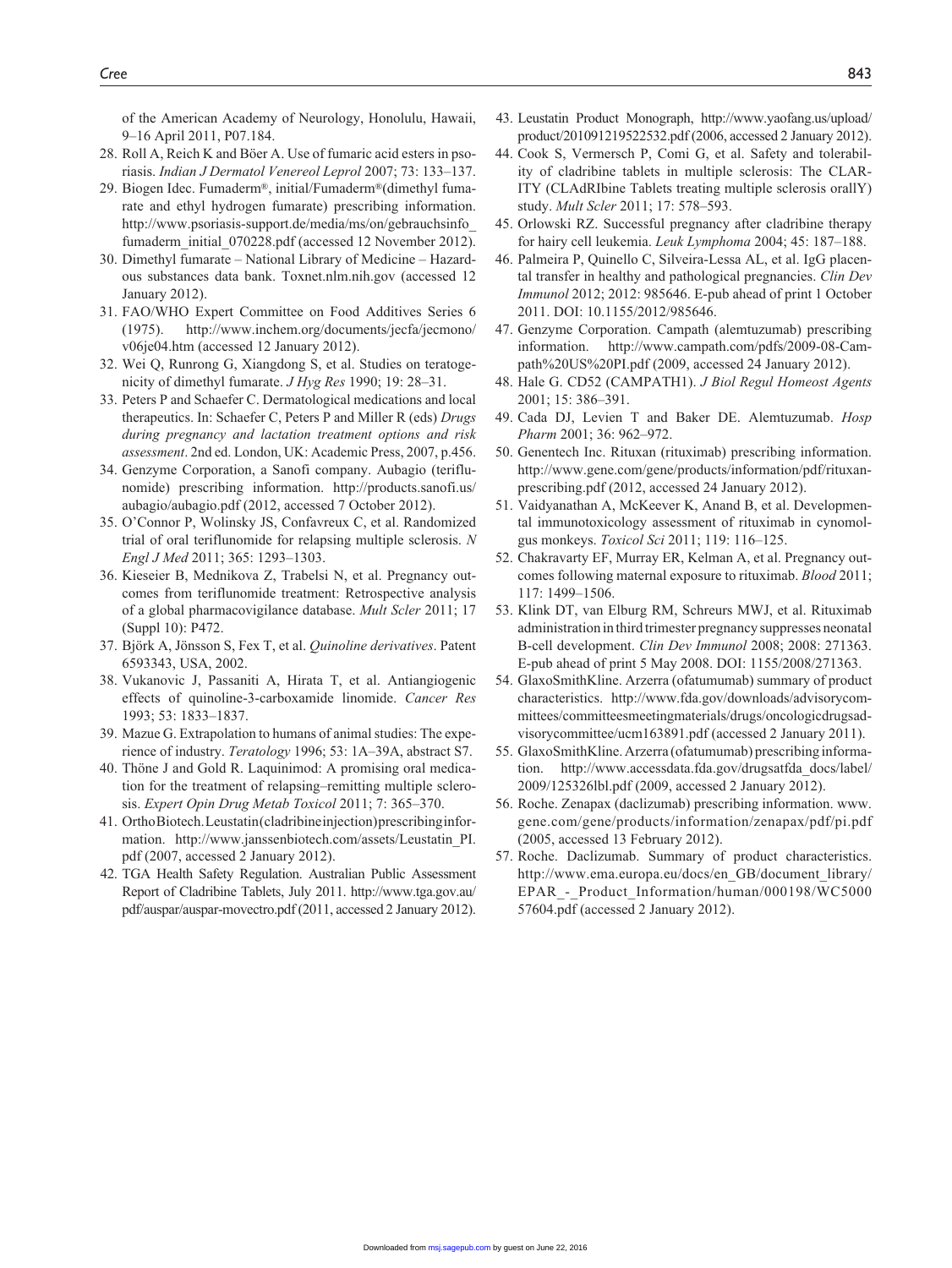of the American Academy of Neurology, Honolulu, Hawaii, 9–16 April 2011, P07.184.

28. Roll A, Reich K and Böer A. Use of fumaric acid esters in psoriasis. *Indian J Dermatol Venereol Leprol* 2007; 73: 133–137.
29. Biogen Idec. Fumaderm®, initial/Fumaderm®(dimethyl fumarate and ethyl hydrogen fumarate) prescribing information. http://www.psoriasis-support.de/media/ms/on/gebrauchsinfo_fumaderm_initial_070228.pdf (accessed 12 November 2012).
30. Dimethyl fumarate – National Library of Medicine – Hazardous substances data bank. Toxnet.nlm.nih.gov (accessed 12 January 2012).
31. FAO/WHO Expert Committee on Food Additives Series 6 (1975). http://www.inchem.org/documents/jecfa/jecmono/v06je04.htm (accessed 12 January 2012).
32. Wei Q, Runrong G, Xiangdong S, et al. Studies on teratogenicity of dimethyl fumarate. *J Hyg Res* 1990; 19: 28–31.
33. Peters P and Schaefer C. Dermatological medications and local therapeutics. In: Schaefer C, Peters P and Miller R (eds) *Drugs during pregnancy and lactation treatment options and risk assessment*. 2nd ed. London, UK: Academic Press, 2007, p.456.
34. Genzyme Corporation, a Sanofi company. Aubagio (teriflunomide) prescribing information. http://products.sanofi.us/aubagio/aubagio.pdf (2012, accessed 7 October 2012).
35. O'Connor P, Wolinsky JS, Confavreux C, et al. Randomized trial of oral teriflunomide for relapsing multiple sclerosis. *N Engl J Med* 2011; 365: 1293–1303.
36. Kieseier B, Mednikova Z, Trabelsi N, et al. Pregnancy outcomes from teriflunomide treatment: Retrospective analysis of a global pharmacovigilance database. *Mult Scler* 2011; 17 (Suppl 10): P472.
37. Björk A, Jönsson S, Fex T, et al. *Quinoline derivatives*. Patent 6593343, USA, 2002.
38. Vukanovic J, Passaniti A, Hirata T, et al. Antiangiogenic effects of quinoline-3-carboxamide linomide. *Cancer Res* 1993; 53: 1833–1837.
39. Mazue G. Extrapolation to humans of animal studies: The experience of industry. *Teratology* 1996; 53: 1A–39A, abstract S7.
40. Thöne J and Gold R. Laquinimod: A promising oral medication for the treatment of relapsing–remitting multiple sclerosis. *Expert Opin Drug Metab Toxicol* 2011; 7: 365–370.
41. OrthoBiotech. Leustatin (cladribine injection) prescribing information. http://www.janssenbiotech.com/assets/Leustatin_PI.pdf (2007, accessed 2 January 2012).
42. TGA Health Safety Regulation. Australian Public Assessment Report of Cladribine Tablets, July 2011. http://www.tga.gov.au/pdf/auspar/auspar-movectro.pdf (2011, accessed 2 January 2012).
43. Leustatin Product Monograph, http://www.yaofang.us/upload/product/201091219522532.pdf (2006, accessed 2 January 2012).
44. Cook S, Vermersch P, Comi G, et al. Safety and tolerability of cladribine tablets in multiple sclerosis: The CLARITY (CLAdRIbine Tablets treating multiple sclerosis orallY) study. *Mult Scler* 2011; 17: 578–593.
45. Orlowski RZ. Successful pregnancy after cladribine therapy for hairy cell leukemia. *Leuk Lymphoma* 2004; 45: 187–188.
46. Palmeira P, Quinello C, Silveira-Lessa AL, et al. IgG placental transfer in healthy and pathological pregnancies. *Clin Dev Immunol* 2012; 2012: 985646. E-pub ahead of print 1 October 2011. DOI: 10.1155/2012/985646.
47. Genzyme Corporation. Campath (alemtuzumab) prescribing information. http://www.campath.com/pdfs/2009-08-Campath%20US%20PI.pdf (2009, accessed 24 January 2012).
48. Hale G. CD52 (CAMPATH1). *J Biol Regul Homeost Agents* 2001; 15: 386–391.
49. Cada DJ, Levien T and Baker DE. Alemtuzumab. *Hosp Pharm* 2001; 36: 962–972.
50. Genentech Inc. Rituxan (rituximab) prescribing information. http://www.gene.com/gene/products/information/pdf/rituxan-prescribing.pdf (2012, accessed 24 January 2012).
51. Vaidyanathan A, McKeever K, Anand B, et al. Developmental immunotoxicology assessment of rituximab in cynomolgus monkeys. *Toxicol Sci* 2011; 119: 116–125.
52. Chakravarty EF, Murray ER, Kelman A, et al. Pregnancy outcomes following maternal exposure to rituximab. *Blood* 2011; 117: 1499–1506.
53. Klink DT, van Elburg RM, Schreurs MWJ, et al. Rituximab administration in third trimester pregnancy suppresses neonatal B-cell development. *Clin Dev Immunol* 2008; 2008: 271363. E-pub ahead of print 5 May 2008. DOI: 1155/2008/271363.
54. GlaxoSmithKline. Arzerra (ofatumumab) summary of product characteristics. http://www.fda.gov/downloads/advisorycommittees/committeesmeetingmaterials/drugs/oncologicdrugsadvisorycommittee/ucm163891.pdf (accessed 2 January 2011).
55. GlaxoSmithKline. Arzerra (ofatumumab) prescribing information. http://www.accessdata.fda.gov/drugsatfda_docs/label/2009/125326lbl.pdf (2009, accessed 2 January 2012).
56. Roche. Zenapax (daclizumab) prescribing information. www.gene.com/gene/products/information/zenapax/pdf/pi.pdf (2005, accessed 13 February 2012).
57. Roche. Daclizumab. Summary of product characteristics. http://www.ema.europa.eu/docs/en_GB/document_library/EPAR_-_Product_Information/human/000198/WC500057604.pdf (accessed 2 January 2012).